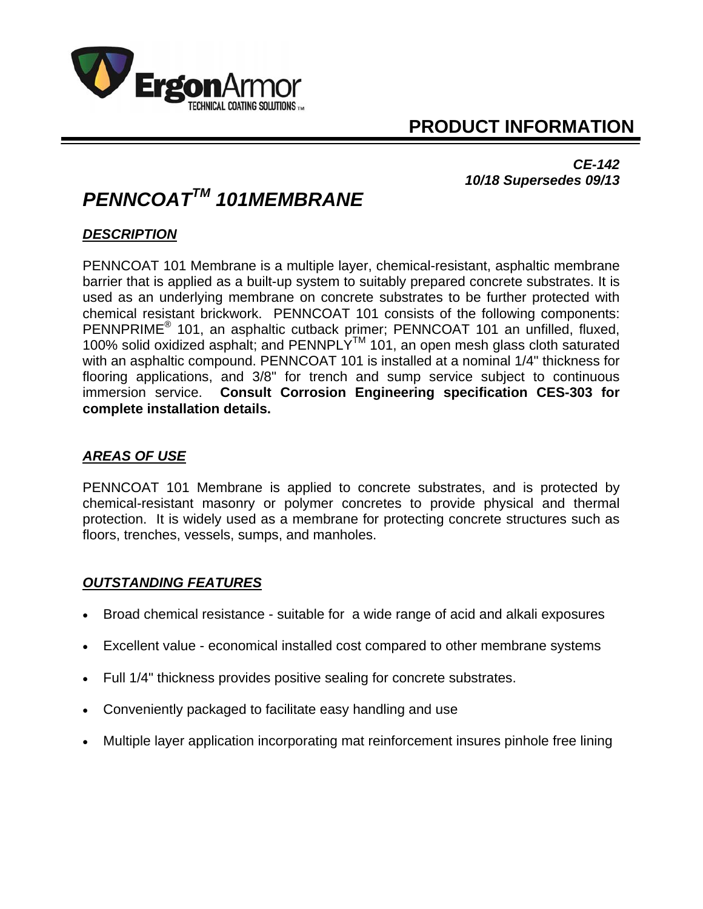ErgonArmor
TECHNICAL COATING SOLUTIONS™

## PRODUCT INFORMATION

***CE-142***
***10/18 Supersedes 09/13***

# *PENNCOAT™ 101MEMBRANE*

## ***DESCRIPTION***

PENNCOAT 101 Membrane is a multiple layer, chemical-resistant, asphaltic membrane barrier that is applied as a built-up system to suitably prepared concrete substrates. It is used as an underlying membrane on concrete substrates to be further protected with chemical resistant brickwork. PENNCOAT 101 consists of the following components: PENNPRIME® 101, an asphaltic cutback primer; PENNCOAT 101 an unfilled, fluxed, 100% solid oxidized asphalt; and PENNPLY™ 101, an open mesh glass cloth saturated with an asphaltic compound. PENNCOAT 101 is installed at a nominal 1/4" thickness for flooring applications, and 3/8" for trench and sump service subject to continuous immersion service. **Consult Corrosion Engineering specification CES-303 for complete installation details.**

## ***AREAS OF USE***

PENNCOAT 101 Membrane is applied to concrete substrates, and is protected by chemical-resistant masonry or polymer concretes to provide physical and thermal protection. It is widely used as a membrane for protecting concrete structures such as floors, trenches, vessels, sumps, and manholes.

## ***OUTSTANDING FEATURES***

- Broad chemical resistance - suitable for a wide range of acid and alkali exposures
- Excellent value - economical installed cost compared to other membrane systems
- Full 1/4" thickness provides positive sealing for concrete substrates.
- Conveniently packaged to facilitate easy handling and use
- Multiple layer application incorporating mat reinforcement insures pinhole free lining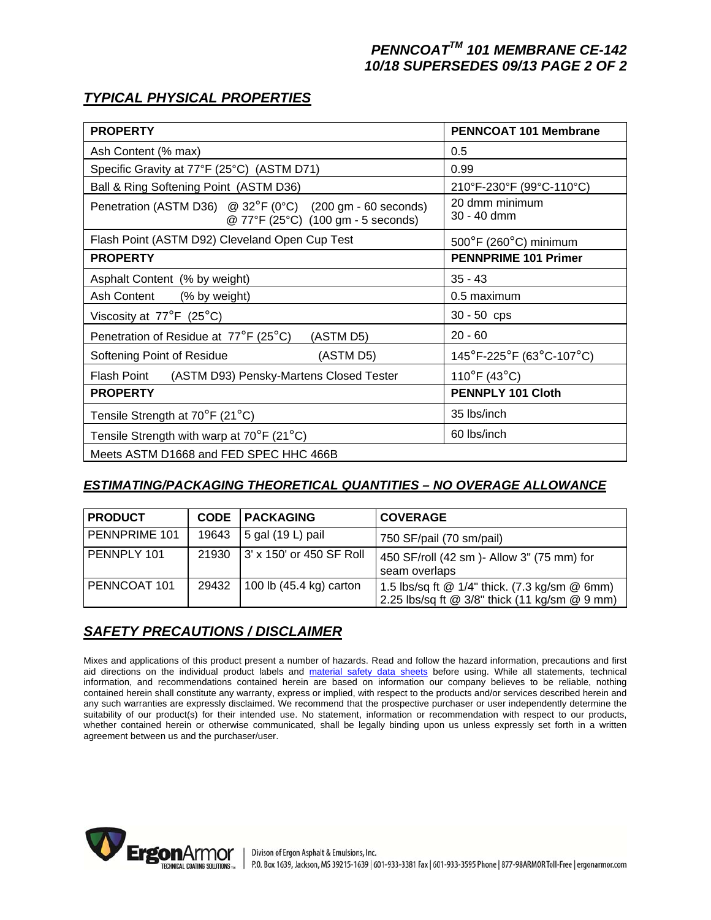## TYPICAL PHYSICAL PROPERTIES

| PROPERTY | PENNCOAT 101 Membrane |
|---|---|
| Ash Content (% max) | 0.5 |
| Specific Gravity at 77°F (25°C) (ASTM D71) | 0.99 |
| Ball & Ring Softening Point (ASTM D36) | 210°F-230°F (99°C-110°C) |
| Penetration (ASTM D36) @ 32°F (0°C) (200 gm - 60 seconds) @ 77°F (25°C) (100 gm - 5 seconds) | 20 dmm minimum 30 - 40 dmm |
| Flash Point (ASTM D92) Cleveland Open Cup Test | 500°F (260°C) minimum |
| **PROPERTY** | **PENNPRIME 101 Primer** |
| Asphalt Content (% by weight) | 35 - 43 |
| Ash Content (% by weight) | 0.5 maximum |
| Viscosity at 77°F (25°C) | 30 - 50 cps |
| Penetration of Residue at 77°F (25°C) (ASTM D5) | 20 - 60 |
| Softening Point of Residue (ASTM D5) | 145°F-225°F (63°C-107°C) |
| Flash Point (ASTM D93) Pensky-Martens Closed Tester | 110°F (43°C) |
| **PROPERTY** | **PENNPLY 101 Cloth** |
| Tensile Strength at 70°F (21°C) | 35 lbs/inch |
| Tensile Strength with warp at 70°F (21°C) | 60 lbs/inch |
| Meets ASTM D1668 and FED SPEC HHC 466B | |

## ESTIMATING/PACKAGING THEORETICAL QUANTITIES – NO OVERAGE ALLOWANCE

| PRODUCT | CODE | PACKAGING | COVERAGE |
|---|---|---|---|
| PENNPRIME 101 | 19643 | 5 gal (19 L) pail | 750 SF/pail (70 sm/pail) |
| PENNPLY 101 | 21930 | 3' x 150' or 450 SF Roll | 450 SF/roll (42 sm )- Allow 3" (75 mm) for seam overlaps |
| PENNCOAT 101 | 29432 | 100 lb (45.4 kg) carton | 1.5 lbs/sq ft @ 1/4" thick. (7.3 kg/sm @ 6mm) 2.25 lbs/sq ft @ 3/8" thick (11 kg/sm @ 9 mm) |

## SAFETY PRECAUTIONS / DISCLAIMER

Mixes and applications of this product present a number of hazards. Read and follow the hazard information, precautions and first aid directions on the individual product labels and material safety data sheets before using. While all statements, technical information, and recommendations contained herein are based on information our company believes to be reliable, nothing contained herein shall constitute any warranty, express or implied, with respect to the products and/or services described herein and any such warranties are expressly disclaimed. We recommend that the prospective purchaser or user independently determine the suitability of our product(s) for their intended use. No statement, information or recommendation with respect to our products, whether contained herein or otherwise communicated, shall be legally binding upon us unless expressly set forth in a written agreement between us and the purchaser/user.

ErgonArmor TECHNICAL COATING SOLUTIONS™ | Division of Ergon Asphalt & Emulsions, Inc.
P.O. Box 1639, Jackson, MS 39215-1639 | 601-933-3381 Fax | 601-933-3595 Phone | 877-98ARMOR Toll-Free | ergonarmor.com